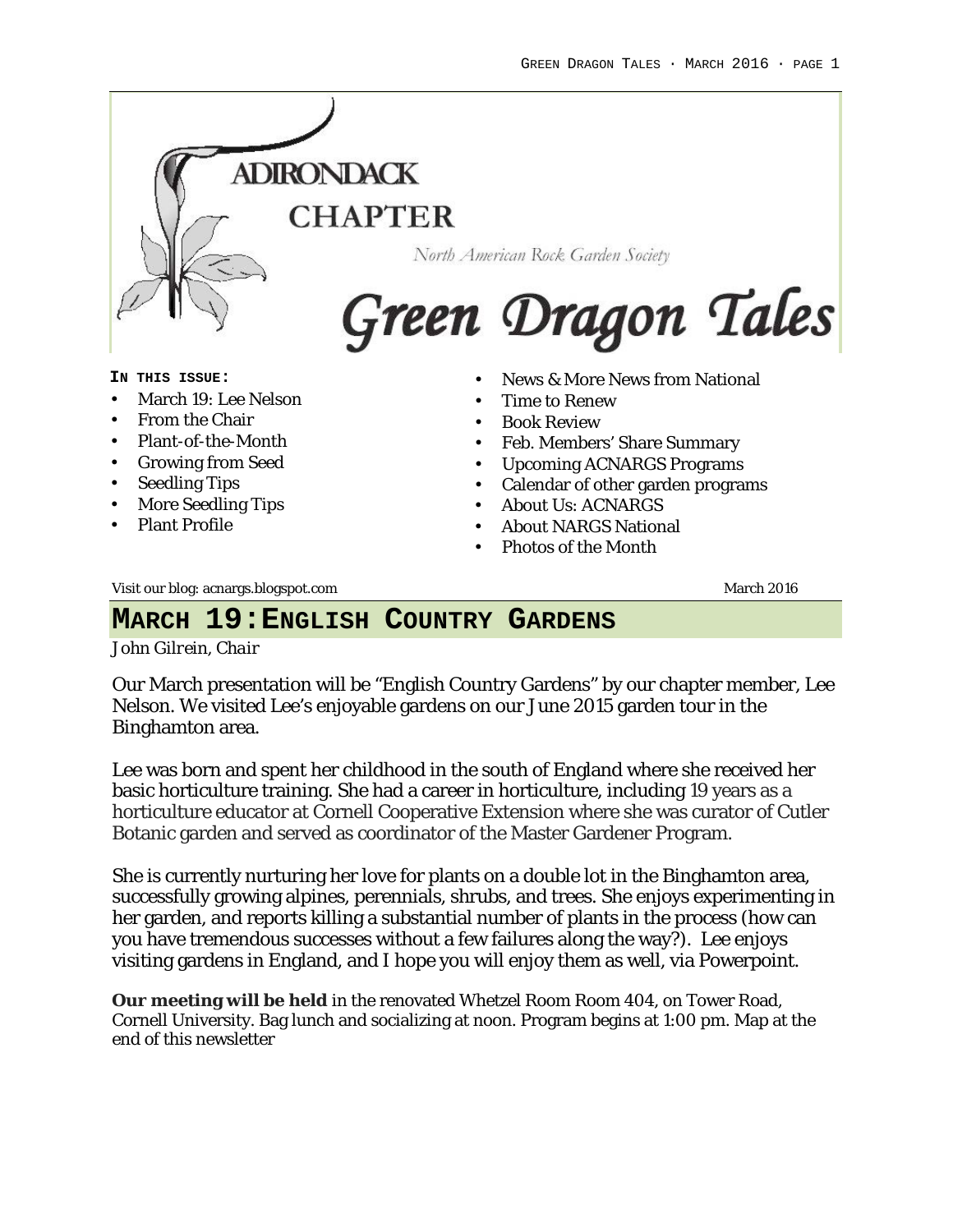# ADIRONDACK CHAPTER

North American Rock Garden Society

# Green Dragon Tales

**IN THIS ISSUE:**

- March 19: Lee Nelson
- From the Chair
- Plant-of-the-Month
- Growing from Seed
- Seedling Tips
- More Seedling Tips
- Plant Profile
- News & More News from National
- Time to Renew
- Book Review
- Feb. Members' Share Summary
- Upcoming ACNARGS Programs
- Calendar of other garden programs
- About Us: ACNARGS
- About NARGS National
- Photos of the Month

Visit our blog: acnargs.blogspot.com

March 2016

## MARCH 19: ENGLISH COUNTRY GARDENS

*John Gilrein, Chair*

Our March presentation will be "English Country Gardens" by our chapter member, Lee Nelson. We visited Lee's enjoyable gardens on our June 2015 garden tour in the Binghamton area.

Lee was born and spent her childhood in the south of England where she received her basic horticulture training. She had a career in horticulture, including 19 years as a horticulture educator at Cornell Cooperative Extension where she was curator of Cutler Botanic garden and served as coordinator of the Master Gardener Program.

She is currently nurturing her love for plants on a double lot in the Binghamton area, successfully growing alpines, perennials, shrubs, and trees. She enjoys experimenting in her garden, and reports killing a substantial number of plants in the process (how can you have tremendous successes without a few failures along the way?). Lee enjoys visiting gardens in England, and I hope you will enjoy them as well, via Powerpoint.

**Our meeting will be held** in the renovated Whetzel Room Room 404, on Tower Road, Cornell University. Bag lunch and socializing at noon. Program begins at 1:00 pm. Map at the end of this newsletter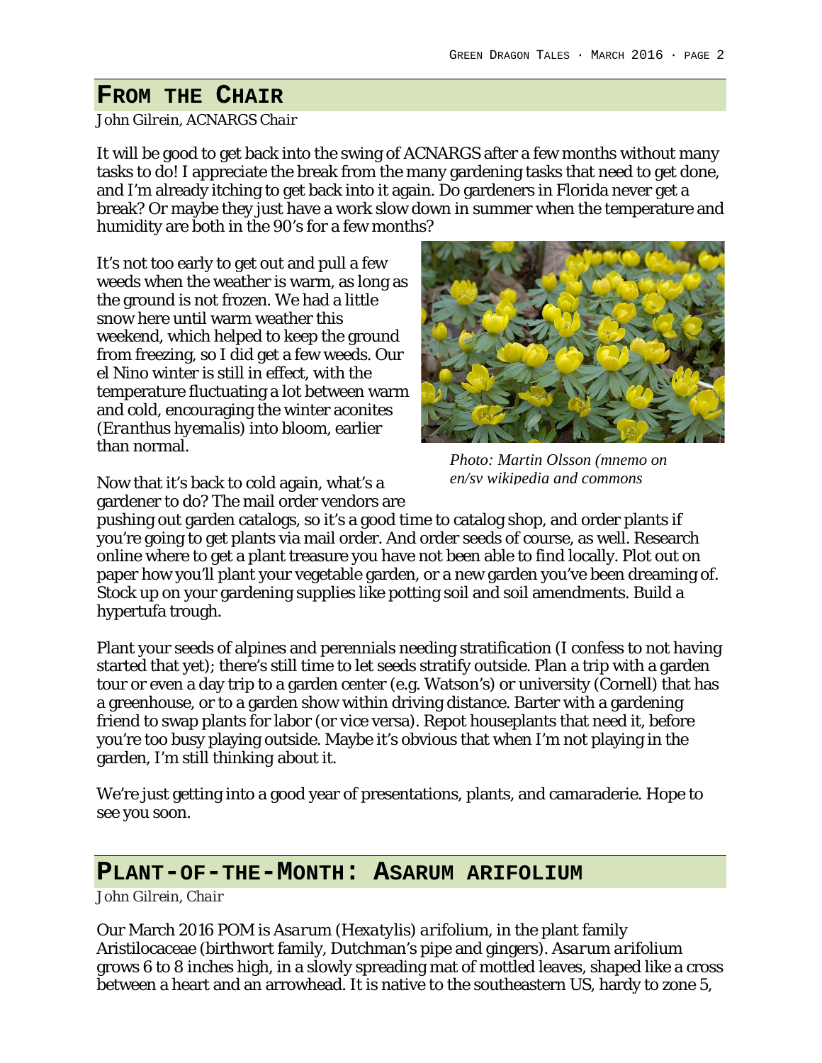## From the Chair

*John Gilrein, ACNARGS Chair*

It will be good to get back into the swing of ACNARGS after a few months without many tasks to do! I appreciate the break from the many gardening tasks that need to get done, and I'm already itching to get back into it again. Do gardeners in Florida never get a break? Or maybe they just have a work slow down in summer when the temperature and humidity are both in the 90's for a few months?

It's not too early to get out and pull a few weeds when the weather is warm, as long as the ground is not frozen. We had a little snow here until warm weather this weekend, which helped to keep the ground from freezing, so I did get a few weeds. Our el Nino winter is still in effect, with the temperature fluctuating a lot between warm and cold, encouraging the winter aconites (*Eranthus hyemalis*) into bloom, earlier than normal.

*Photo: Martin Olsson (mnemo on en/sv wikipedia and commons*

Now that it's back to cold again, what's a gardener to do? The mail order vendors are pushing out garden catalogs, so it's a good time to catalog shop, and order plants if you're going to get plants via mail order. And order seeds of course, as well. Research online where to get a plant treasure you have not been able to find locally. Plot out on paper how you'll plant your vegetable garden, or a new garden you've been dreaming of. Stock up on your gardening supplies like potting soil and soil amendments. Build a hypertufa trough.

Plant your seeds of alpines and perennials needing stratification (I confess to not having started that yet); there's still time to let seeds stratify outside. Plan a trip with a garden tour or even a day trip to a garden center (e.g. Watson's) or university (Cornell) that has a greenhouse, or to a garden show within driving distance. Barter with a gardening friend to swap plants for labor (or vice versa). Repot houseplants that need it, before you're too busy playing outside. Maybe it's obvious that when I'm not playing in the garden, I'm still thinking about it.

We're just getting into a good year of presentations, plants, and camaraderie. Hope to see you soon.

## Plant-of-the-Month: Asarum arifolium

*John Gilrein, Chair*

Our March 2016 POM is *Asarum (Hexatylis) arifolium*, in the plant family Aristilocaceae (birthwort family, Dutchman's pipe and gingers). *Asarum arifolium* grows 6 to 8 inches high, in a slowly spreading mat of mottled leaves, shaped like a cross between a heart and an arrowhead. It is native to the southeastern US, hardy to zone 5,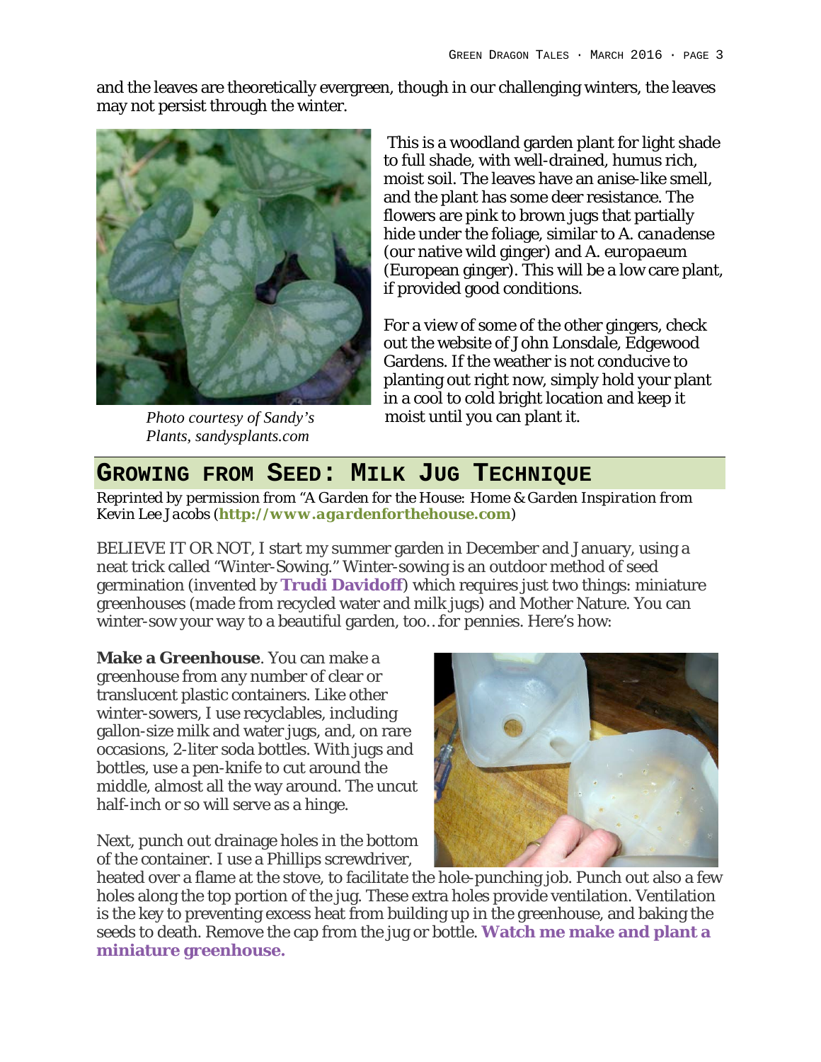and the leaves are theoretically evergreen, though in our challenging winters, the leaves may not persist through the winter.

*Photo courtesy of Sandy's Plants, sandysplants.com*

This is a woodland garden plant for light shade to full shade, with well-drained, humus rich, moist soil. The leaves have an anise-like smell, and the plant has some deer resistance. The flowers are pink to brown jugs that partially hide under the foliage, similar to *A. canadense* (our native wild ginger) and *A. europaeum* (European ginger). This will be a low care plant, if provided good conditions.

For a view of some of the other gingers, check out the website of John Lonsdale, Edgewood Gardens. If the weather is not conducive to planting out right now, simply hold your plant in a cool to cold bright location and keep it moist until you can plant it.

## Growing from Seed: Milk Jug Technique

*Reprinted by permission from "A Garden for the House: Home & Garden Inspiration from Kevin Lee Jacobs (**http://www.agardenforthehouse.com**)*

BELIEVE IT OR NOT, I start my summer garden in December and January, using a neat trick called "Winter-Sowing." Winter-sowing is an outdoor method of seed germination (invented by **Trudi Davidoff**) which requires just two things: miniature greenhouses (made from recycled water and milk jugs) and Mother Nature. You can winter-sow your way to a beautiful garden, too…for pennies. Here's how:

**Make a Greenhouse**. You can make a greenhouse from any number of clear or translucent plastic containers. Like other winter-sowers, I use recyclables, including gallon-size milk and water jugs, and, on rare occasions, 2-liter soda bottles. With jugs and bottles, use a pen-knife to cut around the middle, almost all the way around. The uncut half-inch or so will serve as a hinge.

Next, punch out drainage holes in the bottom of the container. I use a Phillips screwdriver, heated over a flame at the stove, to facilitate the hole-punching job. Punch out also a few holes along the top portion of the jug. These extra holes provide ventilation. Ventilation is the key to preventing excess heat from building up in the greenhouse, and baking the seeds to death. Remove the cap from the jug or bottle. **Watch me make and plant a miniature greenhouse.**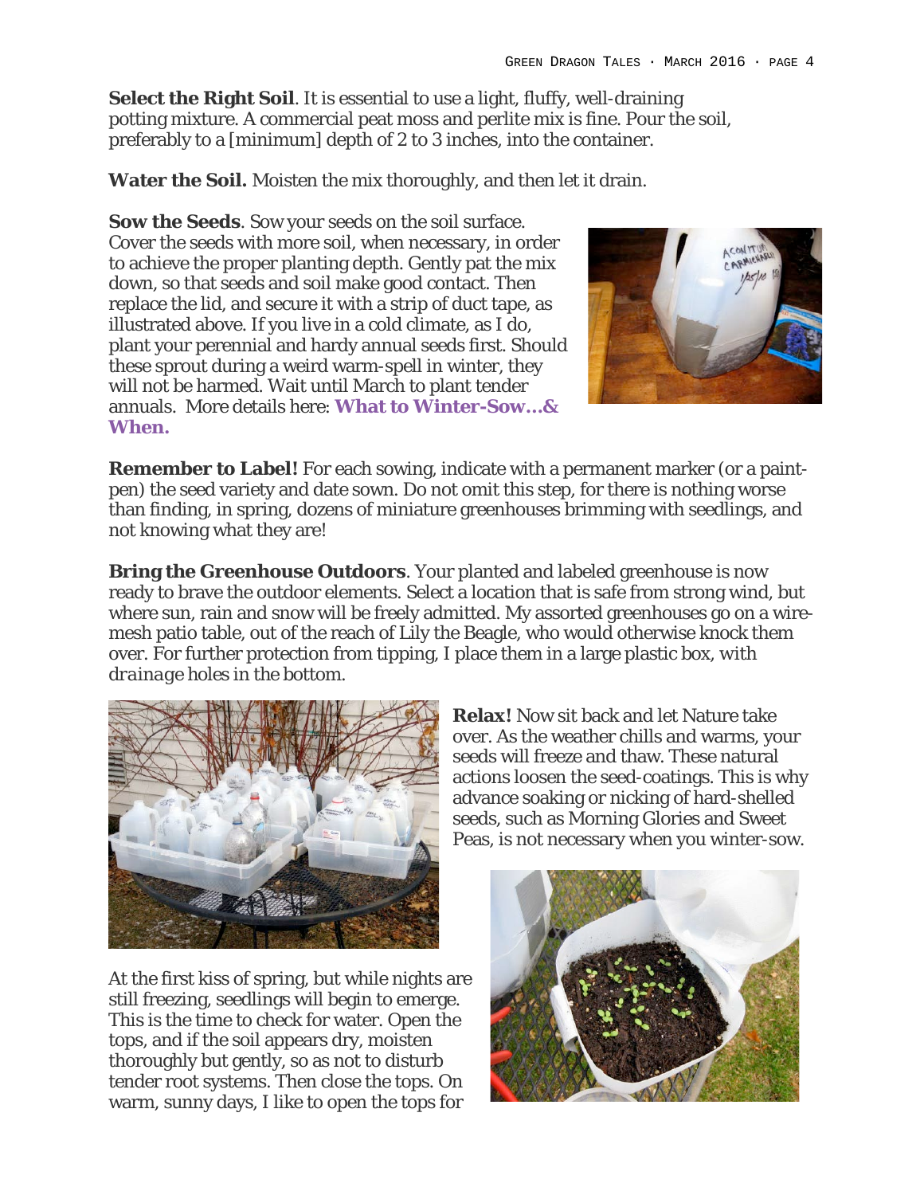**Select the Right Soil**. It is essential to use a light, fluffy, well-draining potting mixture. A commercial peat moss and perlite mix is fine. Pour the soil, preferably to a [minimum] depth of 2 to 3 inches, into the container.

**Water the Soil.** Moisten the mix thoroughly, and then let it drain.

**Sow the Seeds**. Sow your seeds on the soil surface. Cover the seeds with more soil, when necessary, in order to achieve the proper planting depth. Gently pat the mix down, so that seeds and soil make good contact. Then replace the lid, and secure it with a strip of duct tape, as illustrated above. If you live in a cold climate, as I do, plant your perennial and hardy annual seeds first. Should these sprout during a weird warm-spell in winter, they will not be harmed. Wait until March to plant tender annuals. More details here: **What to Winter-Sow…& When.**

**Remember to Label!** For each sowing, indicate with a permanent marker (or a paint-pen) the seed variety and date sown. Do not omit this step, for there is nothing worse than finding, in spring, dozens of miniature greenhouses brimming with seedlings, and not knowing what they are!

**Bring the Greenhouse Outdoors**. Your planted and labeled greenhouse is now ready to brave the outdoor elements. Select a location that is safe from strong wind, but where sun, rain and snow will be freely admitted. My assorted greenhouses go on a wire-mesh patio table, out of the reach of Lily the Beagle, who would otherwise knock them over. For further protection from tipping, I place them in a large plastic box, with *drainage* holes in the bottom.

**Relax!** Now sit back and let Nature take over. As the weather chills and warms, your seeds will freeze and thaw. These natural actions loosen the seed-coatings. This is why advance soaking or nicking of hard-shelled seeds, such as Morning Glories and Sweet Peas, is not necessary when you winter-sow.

At the first kiss of spring, but while nights are still freezing, seedlings will begin to emerge. This is the time to check for water. Open the tops, and if the soil appears dry, moisten thoroughly but gently, so as not to disturb tender root systems. Then close the tops. On warm, sunny days, I like to open the tops for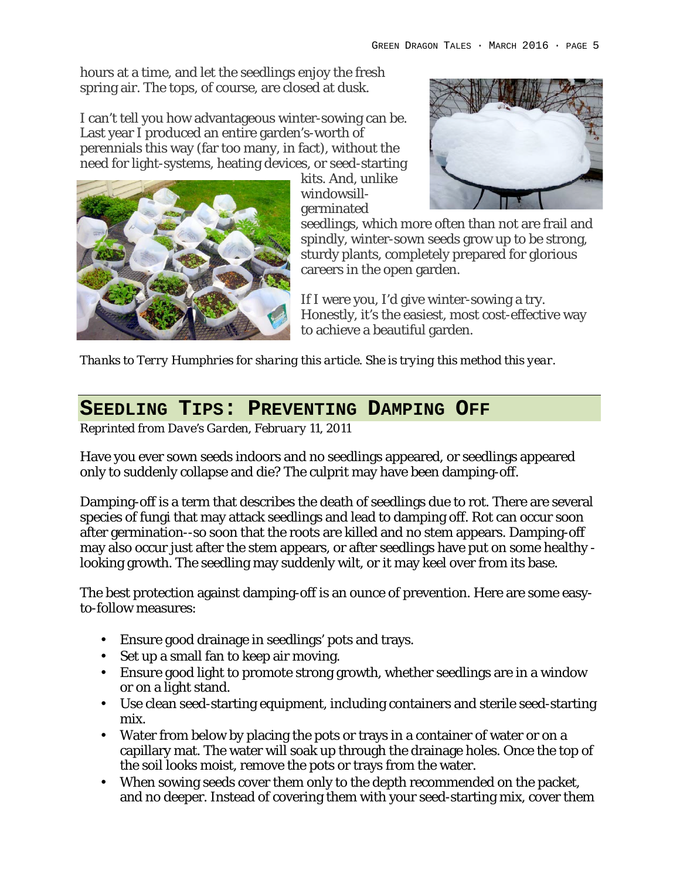hours at a time, and let the seedlings enjoy the fresh spring air. The tops, of course, are closed at dusk.

I can't tell you how advantageous winter-sowing can be. Last year I produced an entire garden's-worth of perennials this way (far too many, in fact), without the need for light-systems, heating devices, or seed-starting kits. And, unlike windowsill-germinated seedlings, which more often than not are frail and spindly, winter-sown seeds grow up to be strong, sturdy plants, completely prepared for glorious careers in the open garden.

If I were you, I'd give winter-sowing a try. Honestly, it's the easiest, most cost-effective way to achieve a beautiful garden.

*Thanks to Terry Humphries for sharing this article. She is trying this method this year.*

## SEEDLING TIPS: PREVENTING DAMPING OFF

*Reprinted from Dave's Garden, February 11, 2011*

Have you ever sown seeds indoors and no seedlings appeared, or seedlings appeared only to suddenly collapse and die? The culprit may have been damping-off.

Damping-off is a term that describes the death of seedlings due to rot. There are several species of fungi that may attack seedlings and lead to damping off. Rot can occur soon after germination--so soon that the roots are killed and no stem appears. Damping-off may also occur just after the stem appears, or after seedlings have put on some healthy -looking growth. The seedling may suddenly wilt, or it may keel over from its base.

The best protection against damping-off is an ounce of prevention. Here are some easy-to-follow measures:

- Ensure good drainage in seedlings' pots and trays.
- Set up a small fan to keep air moving.
- Ensure good light to promote strong growth, whether seedlings are in a window or on a light stand.
- Use clean seed-starting equipment, including containers and sterile seed-starting mix.
- Water from below by placing the pots or trays in a container of water or on a capillary mat. The water will soak up through the drainage holes. Once the top of the soil looks moist, remove the pots or trays from the water.
- When sowing seeds cover them only to the depth recommended on the packet, and no deeper. Instead of covering them with your seed-starting mix, cover them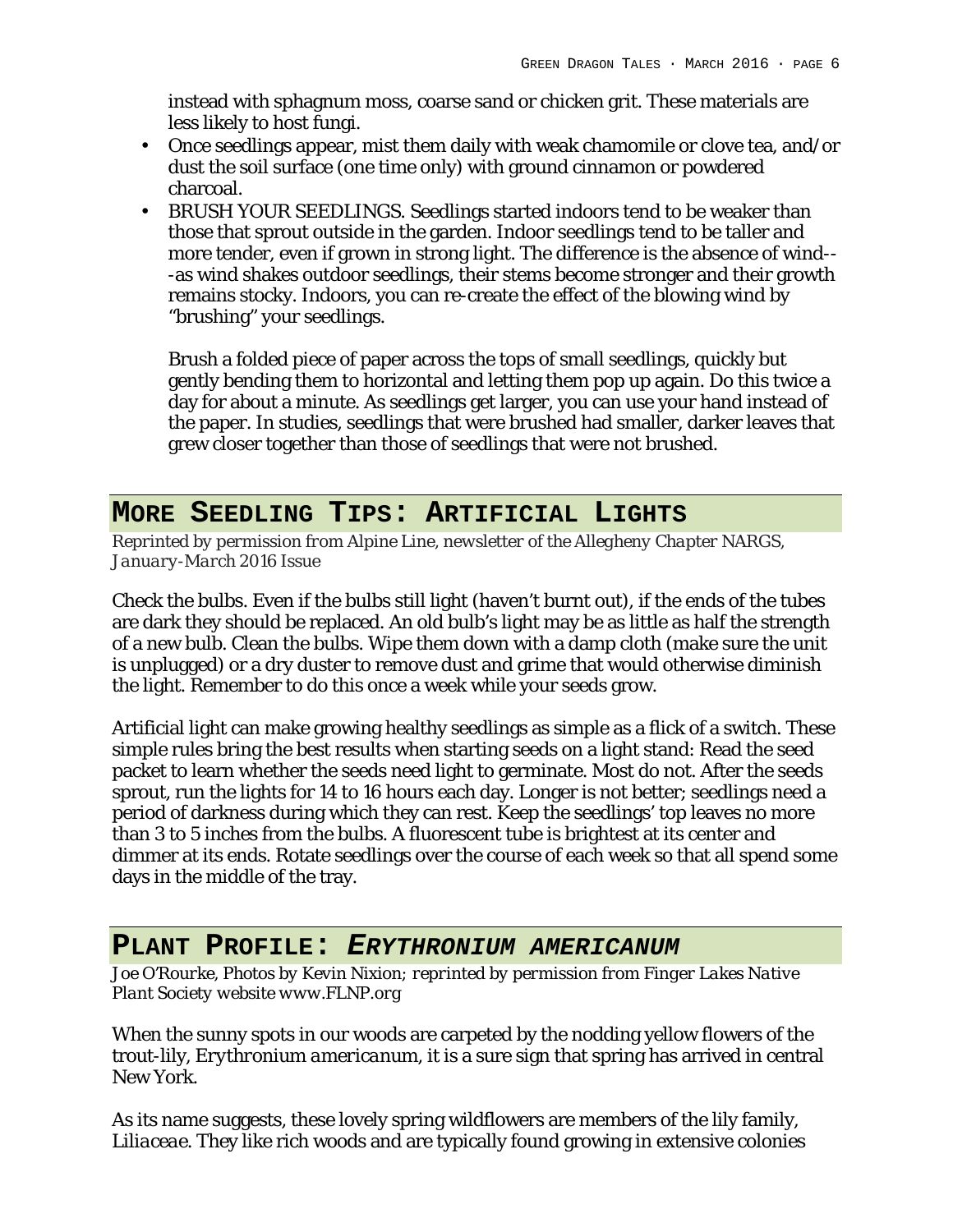instead with sphagnum moss, coarse sand or chicken grit. These materials are less likely to host fungi.

- Once seedlings appear, mist them daily with weak chamomile or clove tea, and/or dust the soil surface (one time only) with ground cinnamon or powdered charcoal.
- BRUSH YOUR SEEDLINGS. Seedlings started indoors tend to be weaker than those that sprout outside in the garden. Indoor seedlings tend to be taller and more tender, even if grown in strong light. The difference is the absence of wind---as wind shakes outdoor seedlings, their stems become stronger and their growth remains stocky. Indoors, you can re-create the effect of the blowing wind by "brushing" your seedlings.

  Brush a folded piece of paper across the tops of small seedlings, quickly but gently bending them to horizontal and letting them pop up again. Do this twice a day for about a minute. As seedlings get larger, you can use your hand instead of the paper. In studies, seedlings that were brushed had smaller, darker leaves that grew closer together than those of seedlings that were not brushed.

## More Seedling Tips: Artificial Lights

*Reprinted by permission from Alpine Line, newsletter of the Allegheny Chapter NARGS, January-March 2016 Issue*

Check the bulbs. Even if the bulbs still light (haven't burnt out), if the ends of the tubes are dark they should be replaced. An old bulb's light may be as little as half the strength of a new bulb. Clean the bulbs. Wipe them down with a damp cloth (make sure the unit is unplugged) or a dry duster to remove dust and grime that would otherwise diminish the light. Remember to do this once a week while your seeds grow.

Artificial light can make growing healthy seedlings as simple as a flick of a switch. These simple rules bring the best results when starting seeds on a light stand: Read the seed packet to learn whether the seeds need light to germinate. Most do not. After the seeds sprout, run the lights for 14 to 16 hours each day. Longer is not better; seedlings need a period of darkness during which they can rest. Keep the seedlings' top leaves no more than 3 to 5 inches from the bulbs. A fluorescent tube is brightest at its center and dimmer at its ends. Rotate seedlings over the course of each week so that all spend some days in the middle of the tray.

## Plant Profile: *Erythronium americanum*

*Joe O'Rourke, Photos by Kevin Nixion; reprinted by permission from Finger Lakes Native Plant Society website www.FLNP.org*

When the sunny spots in our woods are carpeted by the nodding yellow flowers of the trout-lily, *Erythronium americanum*, it is a sure sign that spring has arrived in central New York.

As its name suggests, these lovely spring wildflowers are members of the lily family, *Liliaceae*. They like rich woods and are typically found growing in extensive colonies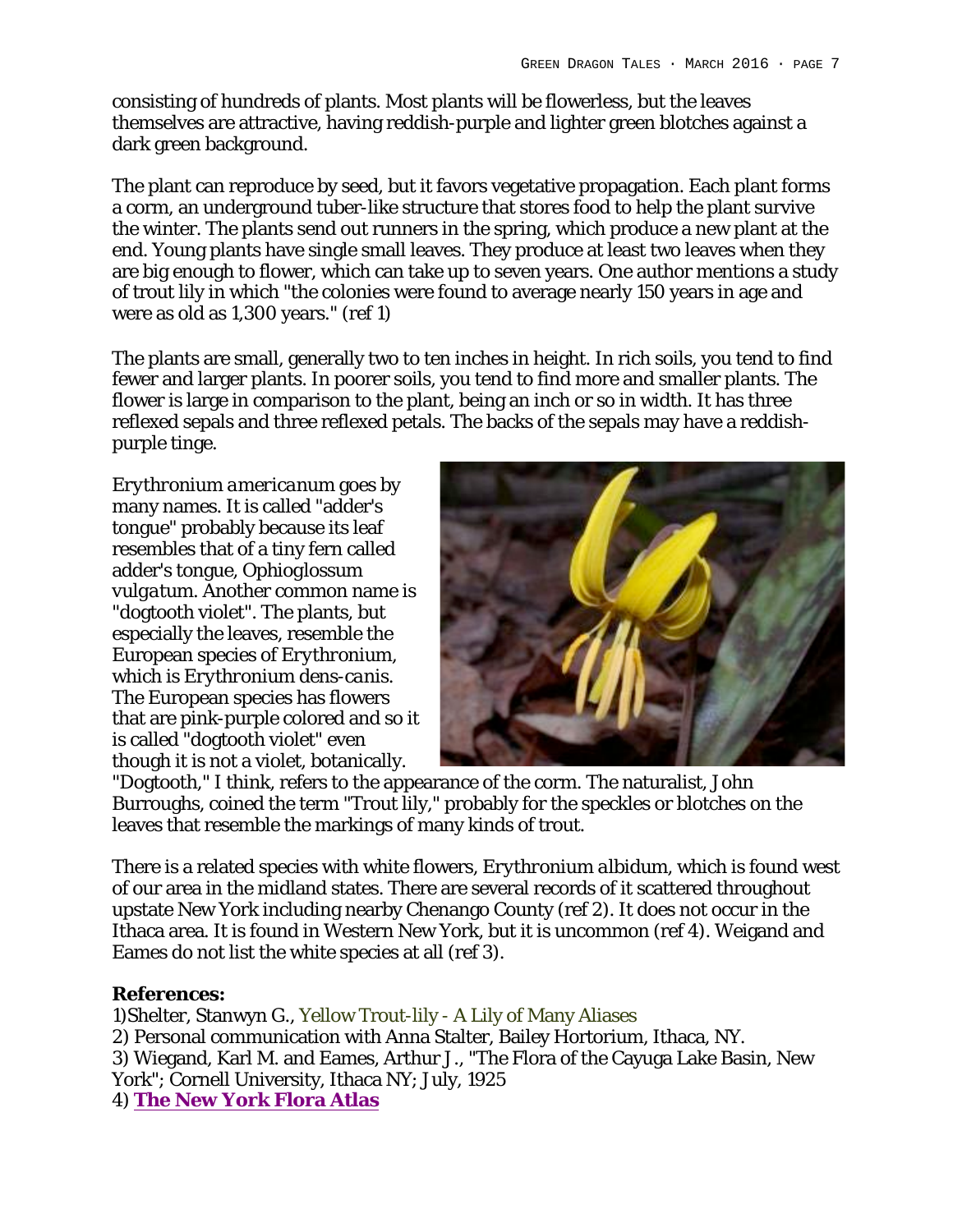consisting of hundreds of plants. Most plants will be flowerless, but the leaves themselves are attractive, having reddish-purple and lighter green blotches against a dark green background.

The plant can reproduce by seed, but it favors vegetative propagation. Each plant forms a corm, an underground tuber-like structure that stores food to help the plant survive the winter. The plants send out runners in the spring, which produce a new plant at the end. Young plants have single small leaves. They produce at least two leaves when they are big enough to flower, which can take up to seven years. One author mentions a study of trout lily in which "the colonies were found to average nearly 150 years in age and were as old as 1,300 years." (ref 1)

The plants are small, generally two to ten inches in height. In rich soils, you tend to find fewer and larger plants. In poorer soils, you tend to find more and smaller plants. The flower is large in comparison to the plant, being an inch or so in width. It has three reflexed sepals and three reflexed petals. The backs of the sepals may have a reddish-purple tinge.

*Erythronium americanum* goes by many names. It is called "adder's tongue" probably because its leaf resembles that of a tiny fern called adder's tongue, Ophioglossum *vulgatum*. Another common name is "dogtooth violet". The plants, but especially the leaves, resemble the European species of *Erythronium*, which is *Erythronium dens-canis*. The European species has flowers that are pink-purple colored and so it is called "dogtooth violet" even though it is not a violet, botanically. "Dogtooth," I think, refers to the appearance of the corm. The naturalist, John Burroughs, coined the term "Trout lily," probably for the speckles or blotches on the leaves that resemble the markings of many kinds of trout.

There is a related species with white flowers, *Erythronium albidum*, which is found west of our area in the midland states. There are several records of it scattered throughout upstate New York including nearby Chenango County (ref 2). It does not occur in the Ithaca area. It is found in Western New York, but it is uncommon (ref 4). Weigand and Eames do not list the white species at all (ref 3).

**References:**

1)Shelter, Stanwyn G., Yellow Trout-lily - A Lily of Many Aliases

2) Personal communication with Anna Stalter, Bailey Hortorium, Ithaca, NY.

3) Wiegand, Karl M. and Eames, Arthur J., "The Flora of the Cayuga Lake Basin, New York"; Cornell University, Ithaca NY; July, 1925

4) **The New York Flora Atlas**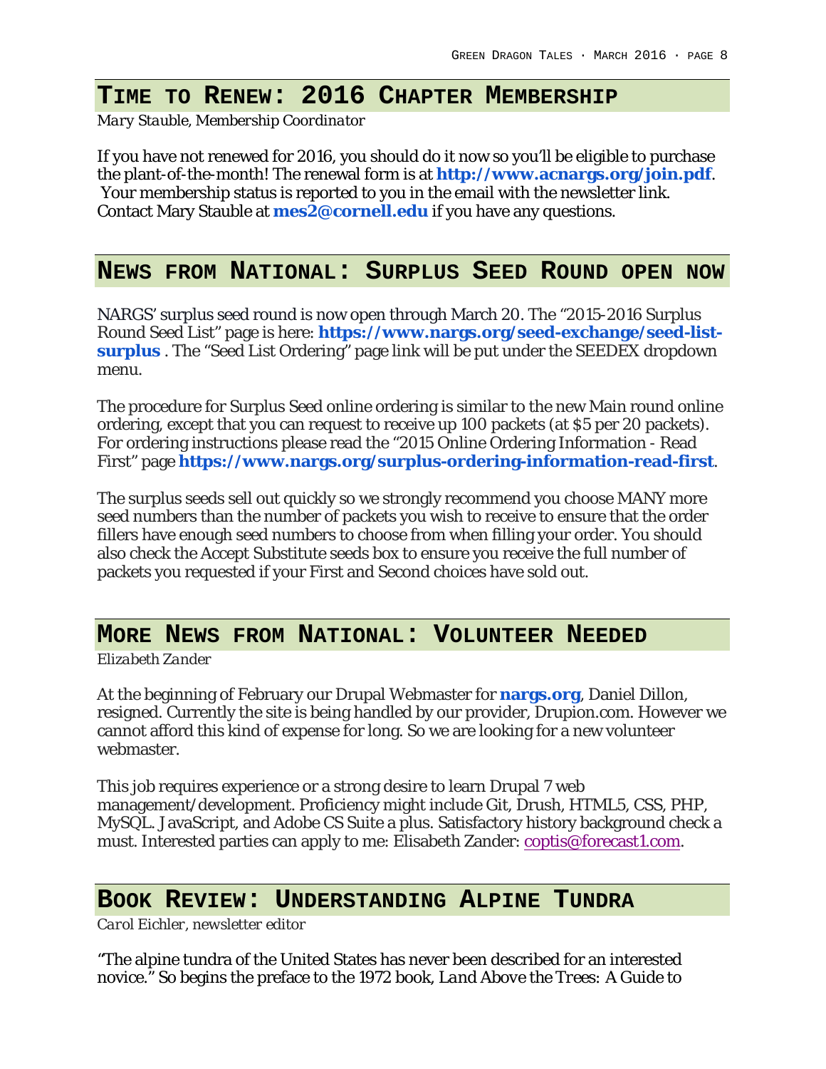## Time to Renew: 2016 Chapter Membership

*Mary Stauble, Membership Coordinator*

If you have not renewed for 2016, you should do it now so you'll be eligible to purchase the plant-of-the-month! The renewal form is at **http://www.acnargs.org/join.pdf**. Your membership status is reported to you in the email with the newsletter link. Contact Mary Stauble at **mes2@cornell.edu** if you have any questions.

## News from National: Surplus Seed Round open now

NARGS' surplus seed round is now open through March 20. The "2015-2016 Surplus Round Seed List" page is here: **https://www.nargs.org/seed-exchange/seed-list-surplus** . The "Seed List Ordering" page link will be put under the SEEDEX dropdown menu.

The procedure for Surplus Seed online ordering is similar to the new Main round online ordering, except that you can request to receive up 100 packets (at $5 per 20 packets). For ordering instructions please read the "2015 Online Ordering Information - Read First" page **https://www.nargs.org/surplus-ordering-information-read-first**.

The surplus seeds sell out quickly so we strongly recommend you choose MANY more seed numbers than the number of packets you wish to receive to ensure that the order fillers have enough seed numbers to choose from when filling your order. You should also check the Accept Substitute seeds box to ensure you receive the full number of packets you requested if your First and Second choices have sold out.

## More News from National: Volunteer Needed

*Elizabeth Zander*

At the beginning of February our Drupal Webmaster for **nargs.org**, Daniel Dillon, resigned. Currently the site is being handled by our provider, Drupion.com. However we cannot afford this kind of expense for long. So we are looking for a new volunteer webmaster.

This job requires experience or a strong desire to learn Drupal 7 web management/development. Proficiency might include Git, Drush, HTML5, CSS, PHP, MySQL. JavaScript, and Adobe CS Suite a plus. Satisfactory history background check a must. Interested parties can apply to me: Elisabeth Zander: coptis@forecast1.com.

## Book Review: Understanding Alpine Tundra

*Carol Eichler, newsletter editor*

"The alpine tundra of the United States has never been described for an interested novice." So begins the preface to the 1972 book, *Land Above the Trees: A Guide to*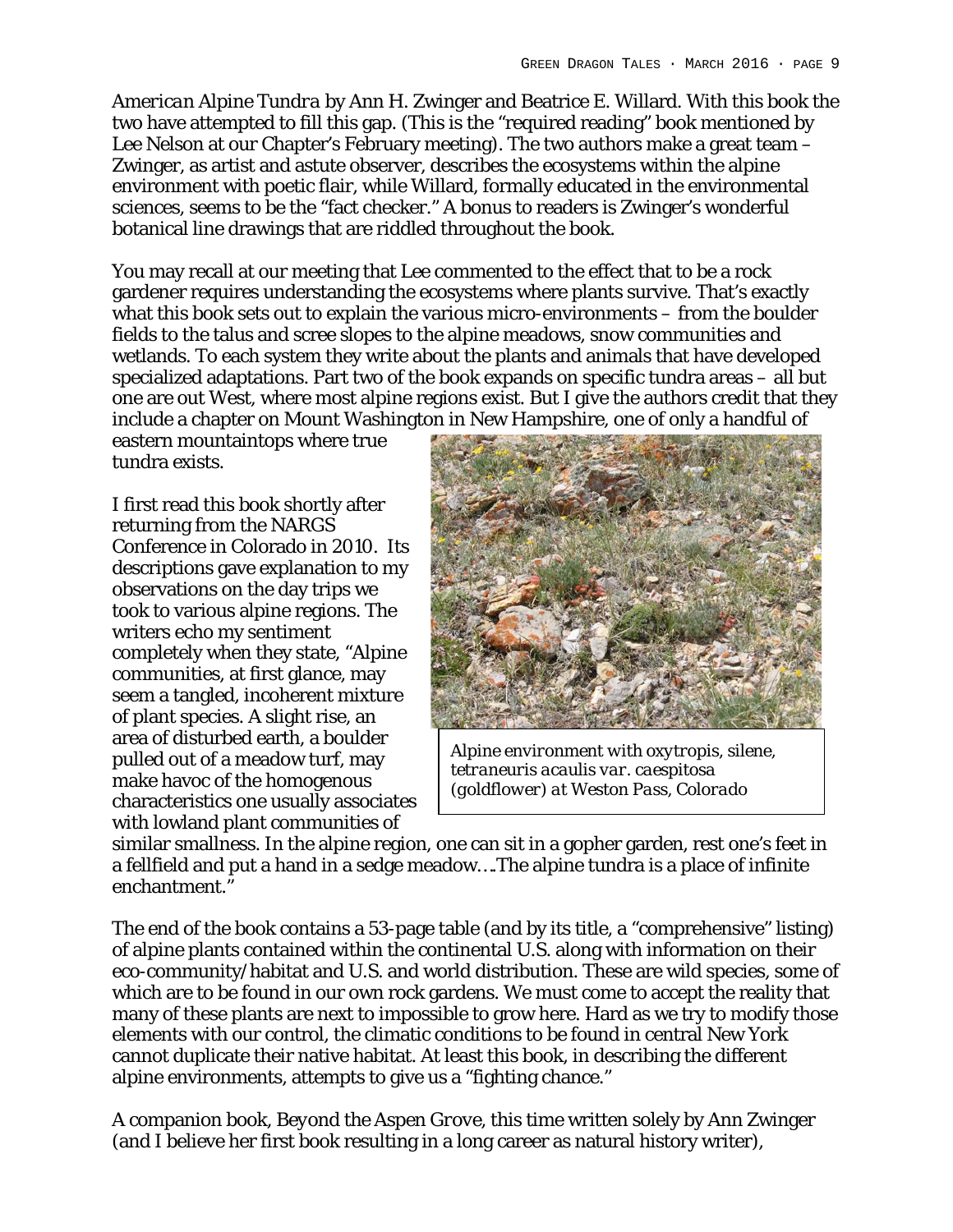*American Alpine Tundra* by Ann H. Zwinger and Beatrice E. Willard. With this book the two have attempted to fill this gap. (This is the "required reading" book mentioned by Lee Nelson at our Chapter's February meeting). The two authors make a great team – Zwinger, as artist and astute observer, describes the ecosystems within the alpine environment with poetic flair, while Willard, formally educated in the environmental sciences, seems to be the "fact checker." A bonus to readers is Zwinger's wonderful botanical line drawings that are riddled throughout the book.

You may recall at our meeting that Lee commented to the effect that to be a rock gardener requires understanding the ecosystems where plants survive. That's exactly what this book sets out to explain the various micro-environments – from the boulder fields to the talus and scree slopes to the alpine meadows, snow communities and wetlands. To each system they write about the plants and animals that have developed specialized adaptations. Part two of the book expands on specific tundra areas – all but one are out West, where most alpine regions exist. But I give the authors credit that they include a chapter on Mount Washington in New Hampshire, one of only a handful of eastern mountaintops where true tundra exists.

I first read this book shortly after returning from the NARGS Conference in Colorado in 2010. Its descriptions gave explanation to my observations on the day trips we took to various alpine regions. The writers echo my sentiment completely when they state, "Alpine communities, at first glance, may seem a tangled, incoherent mixture of plant species. A slight rise, an area of disturbed earth, a boulder pulled out of a meadow turf, may make havoc of the homogenous characteristics one usually associates with lowland plant communities of similar smallness. In the alpine region, one can sit in a gopher garden, rest one's feet in a fellfield and put a hand in a sedge meadow….The alpine tundra is a place of infinite enchantment."

*Alpine environment with oxytropis, silene, tetraneuris acaulis var. caespitosa (goldflower) at Weston Pass, Colorado*

The end of the book contains a 53-page table (and by its title, a "comprehensive" listing) of alpine plants contained within the continental U.S. along with information on their eco-community/habitat and U.S. and world distribution. These are wild species, some of which are to be found in our own rock gardens. We must come to accept the reality that many of these plants are next to impossible to grow here. Hard as we try to modify those elements with our control, the climatic conditions to be found in central New York cannot duplicate their native habitat. At least this book, in describing the different alpine environments, attempts to give us a "fighting chance."

A companion book, *Beyond the Aspen Grove*, this time written solely by Ann Zwinger (and I believe her first book resulting in a long career as natural history writer),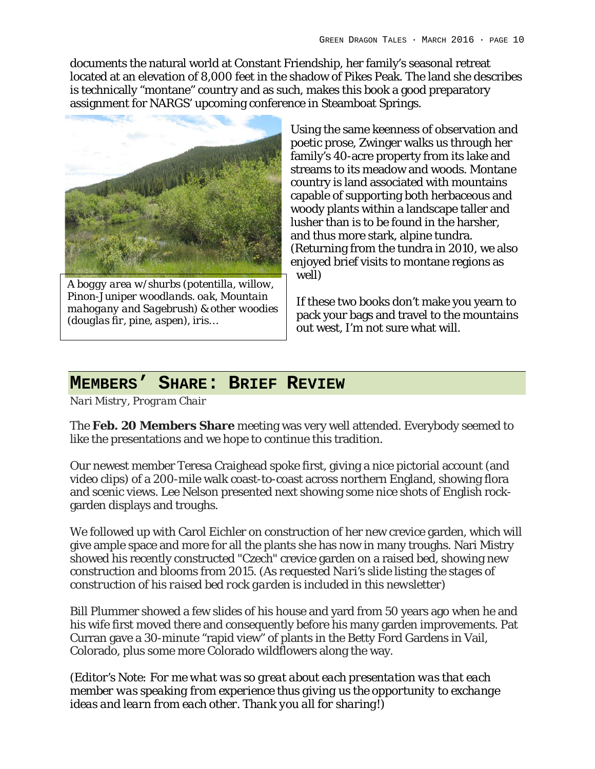documents the natural world at Constant Friendship, her family's seasonal retreat located at an elevation of 8,000 feet in the shadow of Pikes Peak. The land she describes is technically "montane" country and as such, makes this book a good preparatory assignment for NARGS' upcoming conference in Steamboat Springs.

*A boggy area w/shurbs (potentilla, willow, Pinon-Juniper woodlands. oak, Mountain mahogany and Sagebrush) & other woodies (douglas fir, pine, aspen), iris…*

Using the same keenness of observation and poetic prose, Zwinger walks us through her family's 40-acre property from its lake and streams to its meadow and woods. Montane country is land associated with mountains capable of supporting both herbaceous and woody plants within a landscape taller and lusher than is to be found in the harsher, and thus more stark, alpine tundra. (Returning from the tundra in 2010, we also enjoyed brief visits to montane regions as well)

If these two books don't make you yearn to pack your bags and travel to the mountains out west, I'm not sure what will.

## MEMBERS' SHARE: BRIEF REVIEW

*Nari Mistry, Program Chair*

The **Feb. 20 Members Share** meeting was very well attended. Everybody seemed to like the presentations and we hope to continue this tradition.

Our newest member Teresa Craighead spoke first, giving a nice pictorial account (and video clips) of a 200-mile walk coast-to-coast across northern England, showing flora and scenic views. Lee Nelson presented next showing some nice shots of English rock-garden displays and troughs.

We followed up with Carol Eichler on construction of her new crevice garden, which will give ample space and more for all the plants she has now in many troughs. Nari Mistry showed his recently constructed "Czech" crevice garden on a raised bed, showing new construction and blooms from 2015. (*As requested Nari's slide listing the stages of construction of his raised bed rock garden is included in this newsletter*)

Bill Plummer showed a few slides of his house and yard from 50 years ago when he and his wife first moved there and consequently before his many garden improvements. Pat Curran gave a 30-minute "rapid view" of plants in the Betty Ford Gardens in Vail, Colorado, plus some more Colorado wildflowers along the way.

(*Editor's Note: For me what was so great about each presentation was that each member was speaking from experience thus giving us the opportunity to exchange ideas and learn from each other. Thank you all for sharing!*)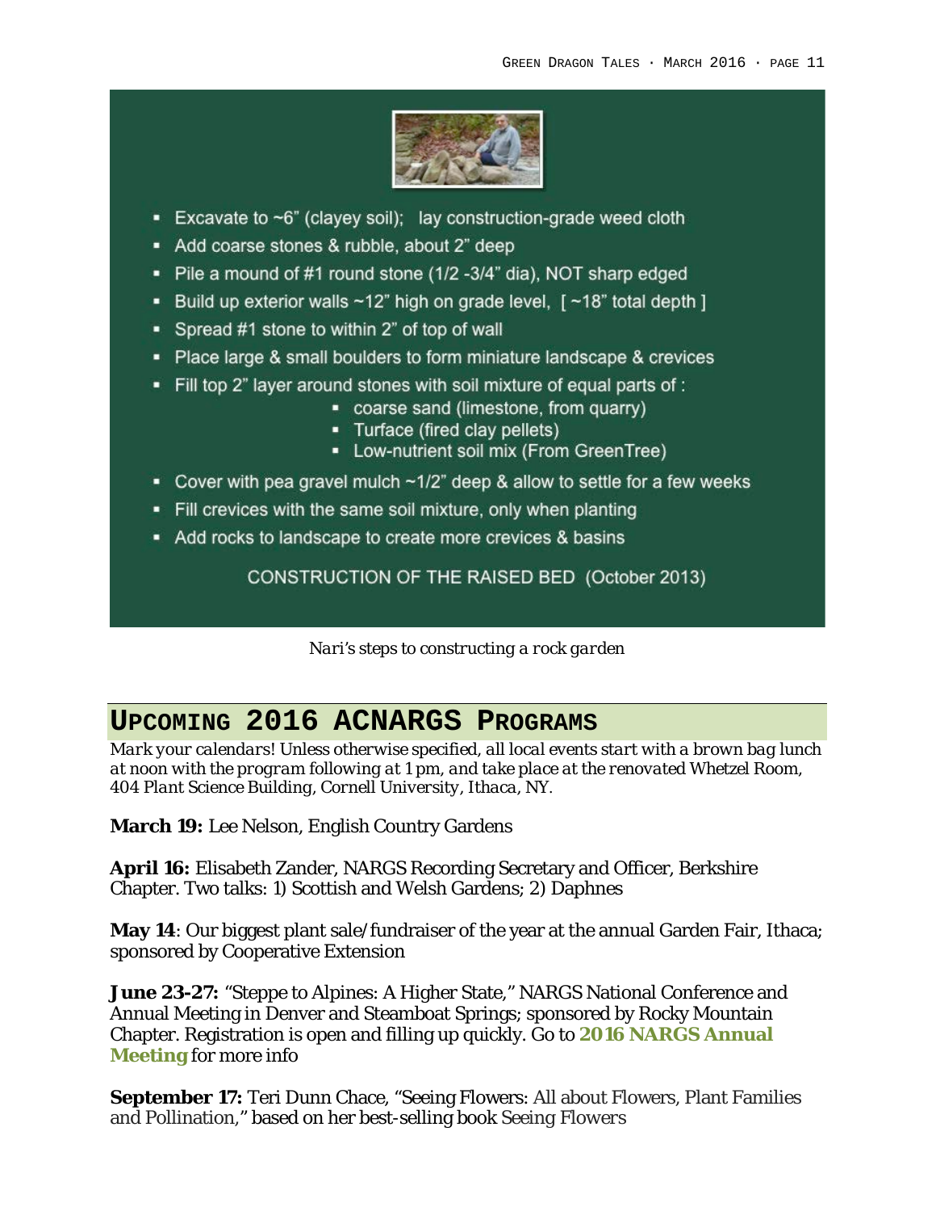- Excavate to ~6" (clayey soil); lay construction-grade weed cloth
- Add coarse stones & rubble, about 2" deep
- Pile a mound of #1 round stone (1/2 -3/4" dia), NOT sharp edged
- Build up exterior walls ~12" high on grade level, [ ~18" total depth ]
- Spread #1 stone to within 2" of top of wall
- Place large & small boulders to form miniature landscape & crevices
- Fill top 2" layer around stones with soil mixture of equal parts of :
  - coarse sand (limestone, from quarry)
  - Turface (fired clay pellets)
  - Low-nutrient soil mix (From GreenTree)
- Cover with pea gravel mulch ~1/2" deep & allow to settle for a few weeks
- Fill crevices with the same soil mixture, only when planting
- Add rocks to landscape to create more crevices & basins

CONSTRUCTION OF THE RAISED BED (October 2013)

*Nari's steps to constructing a rock garden*

## UPCOMING 2016 ACNARGS PROGRAMS

*Mark your calendars! Unless otherwise specified, all local events start with a brown bag lunch at noon with the program following at 1 pm, and take place at the renovated Whetzel Room, 404 Plant Science Building, Cornell University, Ithaca, NY.*

**March 19:** Lee Nelson, English Country Gardens

**April 16:** Elisabeth Zander, NARGS Recording Secretary and Officer, Berkshire Chapter. Two talks: 1) Scottish and Welsh Gardens; 2) Daphnes

**May 14**: Our biggest plant sale/fundraiser of the year at the annual Garden Fair, Ithaca; sponsored by Cooperative Extension

**June 23-27:** "Steppe to Alpines: A Higher State," NARGS National Conference and Annual Meeting in Denver and Steamboat Springs; sponsored by Rocky Mountain Chapter. Registration is open and filling up quickly. Go to **2016 NARGS Annual Meeting** for more info

**September 17:** Teri Dunn Chace, "Seeing Flowers: All about Flowers, Plant Families and Pollination," based on her best-selling book Seeing Flowers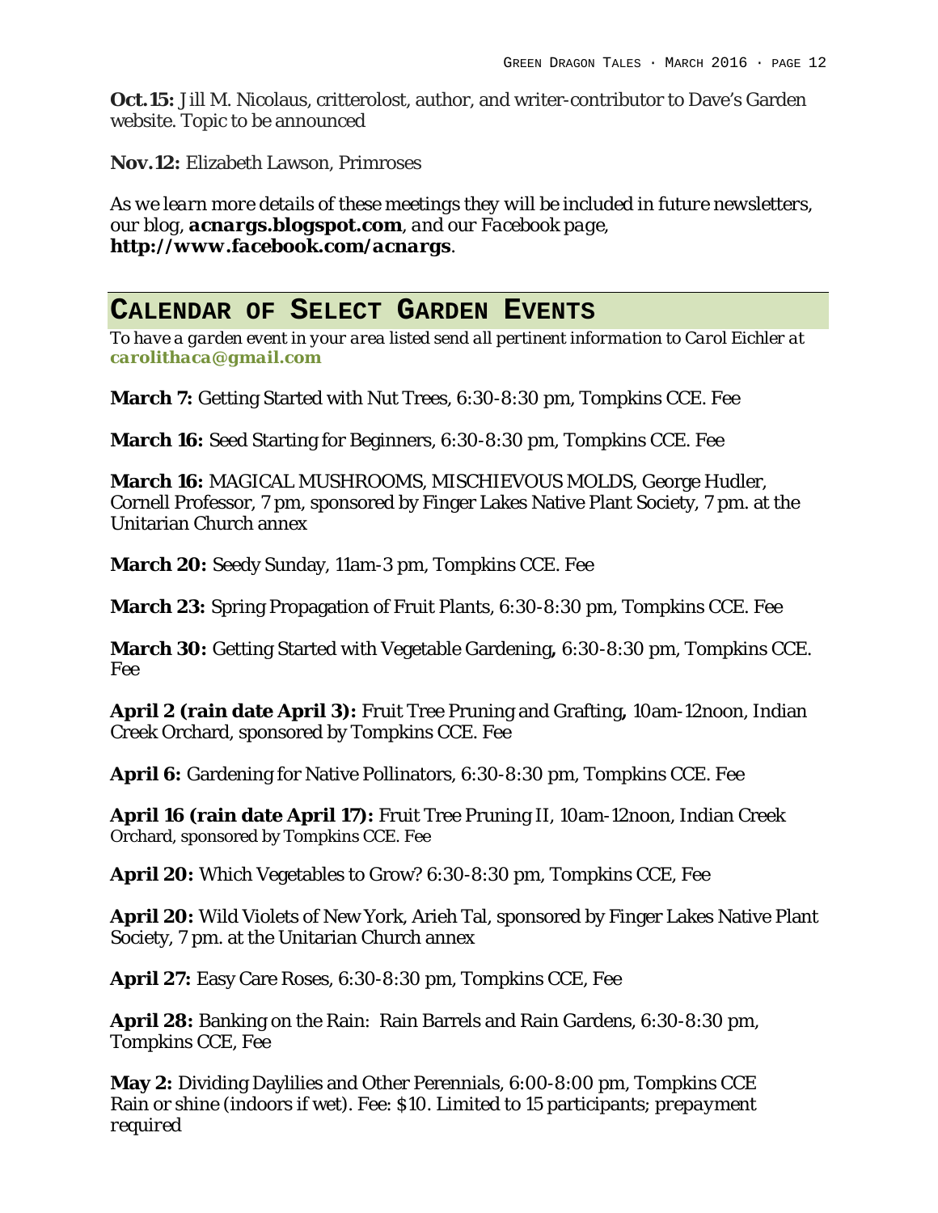**Oct. 15:** Jill M. Nicolaus, critterolost, author, and writer-contributor to Dave's Garden website. Topic to be announced

**Nov. 12:** Elizabeth Lawson, Primroses

*As we learn more details of these meetings they will be included in future newsletters, our blog,* ***acnargs.blogspot.com****, and our Facebook page,* ***http://www.facebook.com/acnargs****.*

## Calendar of Select Garden Events

*To have a garden event in your area listed send all pertinent information to Carol Eichler at* ***carolithaca@gmail.com***

**March 7:** Getting Started with Nut Trees, 6:30-8:30 pm, Tompkins CCE. Fee

**March 16:** Seed Starting for Beginners, 6:30-8:30 pm, Tompkins CCE. Fee

**March 16:** MAGICAL MUSHROOMS, MISCHIEVOUS MOLDS, George Hudler, Cornell Professor, 7 pm, sponsored by Finger Lakes Native Plant Society, 7 pm. at the Unitarian Church annex

**March 20:** Seedy Sunday, 11am-3 pm, Tompkins CCE. Fee

**March 23:** Spring Propagation of Fruit Plants, 6:30-8:30 pm, Tompkins CCE. Fee

**March 30:** Getting Started with Vegetable Gardening**,** 6:30-8:30 pm, Tompkins CCE. Fee

**April 2 (rain date April 3):** Fruit Tree Pruning and Grafting**,** 10am-12noon, Indian Creek Orchard, sponsored by Tompkins CCE. Fee

**April 6:** Gardening for Native Pollinators, 6:30-8:30 pm, Tompkins CCE. Fee

**April 16 (rain date April 17):** Fruit Tree Pruning II, 10am-12noon, Indian Creek Orchard, sponsored by Tompkins CCE. Fee

**April 20:** Which Vegetables to Grow? 6:30-8:30 pm, Tompkins CCE, Fee

**April 20:** Wild Violets of New York, Arieh Tal, sponsored by Finger Lakes Native Plant Society, 7 pm. at the Unitarian Church annex

**April 27:** Easy Care Roses, 6:30-8:30 pm, Tompkins CCE, Fee

**April 28:** Banking on the Rain: Rain Barrels and Rain Gardens, 6:30-8:30 pm, Tompkins CCE, Fee

**May 2:** Dividing Daylilies and Other Perennials, 6:00-8:00 pm, Tompkins CCE Rain or shine (indoors if wet). Fee: $10. Limited to 15 participants; *prepayment required*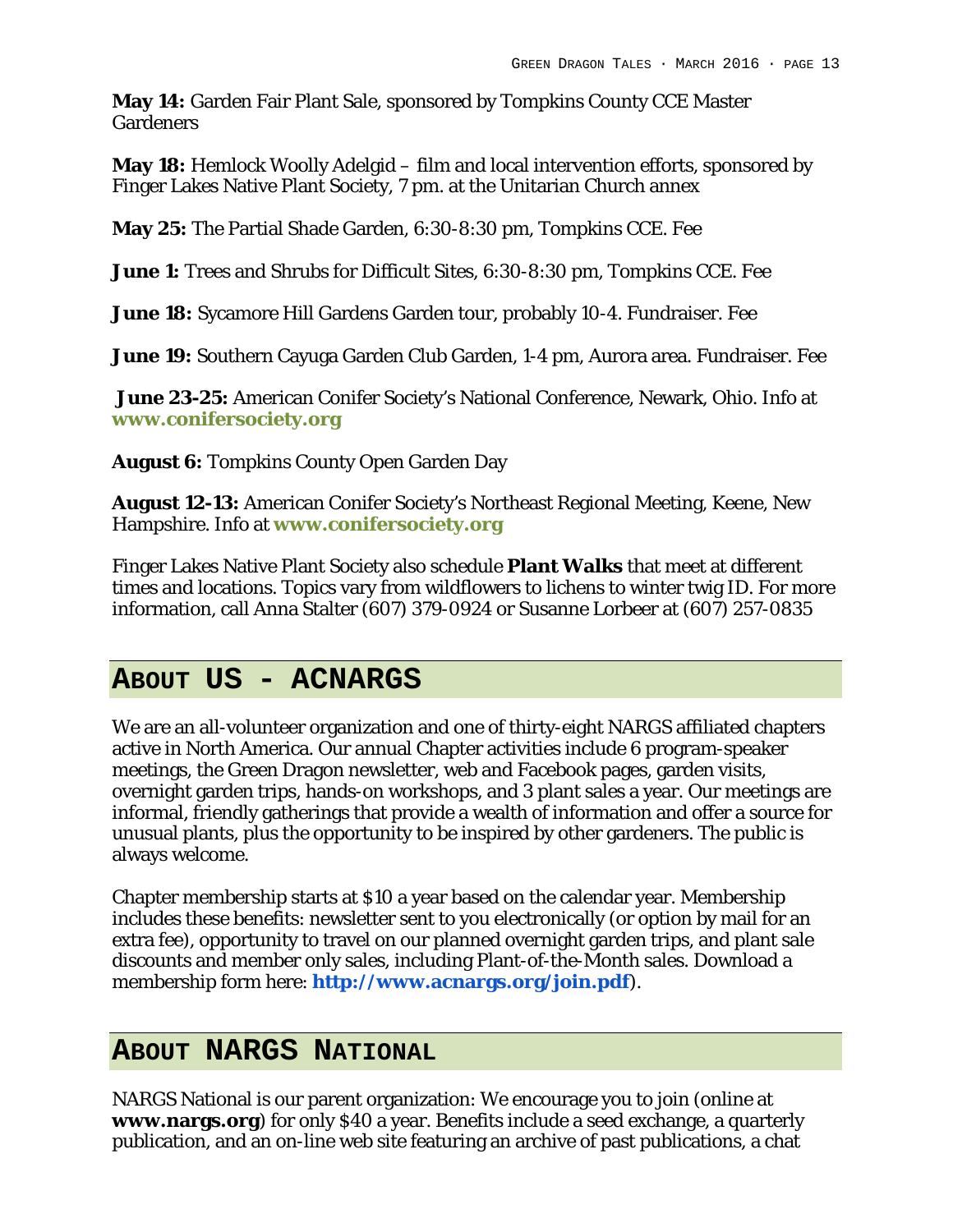**May 14:** Garden Fair Plant Sale, sponsored by Tompkins County CCE Master Gardeners

**May 18:** Hemlock Woolly Adelgid – film and local intervention efforts, sponsored by Finger Lakes Native Plant Society, 7 pm. at the Unitarian Church annex

**May 25:** The Partial Shade Garden, 6:30-8:30 pm, Tompkins CCE. Fee

**June 1:** Trees and Shrubs for Difficult Sites, 6:30-8:30 pm, Tompkins CCE. Fee

**June 18:** Sycamore Hill Gardens Garden tour, probably 10-4. Fundraiser. Fee

**June 19:** Southern Cayuga Garden Club Garden, 1-4 pm, Aurora area. Fundraiser. Fee

**June 23-25:** American Conifer Society's National Conference, Newark, Ohio. Info at **www.conifersociety.org**

**August 6:** Tompkins County Open Garden Day

**August 12-13:** American Conifer Society's Northeast Regional Meeting, Keene, New Hampshire. Info at **www.conifersociety.org**

Finger Lakes Native Plant Society also schedule **Plant Walks** that meet at different times and locations. Topics vary from wildflowers to lichens to winter twig ID. For more information, call Anna Stalter (607) 379-0924 or Susanne Lorbeer at (607) 257-0835

## About US - ACNARGS

We are an all-volunteer organization and one of thirty-eight NARGS affiliated chapters active in North America. Our annual Chapter activities include 6 program-speaker meetings, the Green Dragon newsletter, web and Facebook pages, garden visits, overnight garden trips, hands-on workshops, and 3 plant sales a year. Our meetings are informal, friendly gatherings that provide a wealth of information and offer a source for unusual plants, plus the opportunity to be inspired by other gardeners. The public is always welcome.

Chapter membership starts at $10 a year based on the calendar year. Membership includes these benefits: newsletter sent to you electronically (or option by mail for an extra fee), opportunity to travel on our planned overnight garden trips, and plant sale discounts and member only sales, including Plant-of-the-Month sales. Download a membership form here: **http://www.acnargs.org/join.pdf**).

## About NARGS National

NARGS National is our parent organization: We encourage you to join (online at **www.nargs.org**) for only $40 a year. Benefits include a seed exchange, a quarterly publication, and an on-line web site featuring an archive of past publications, a chat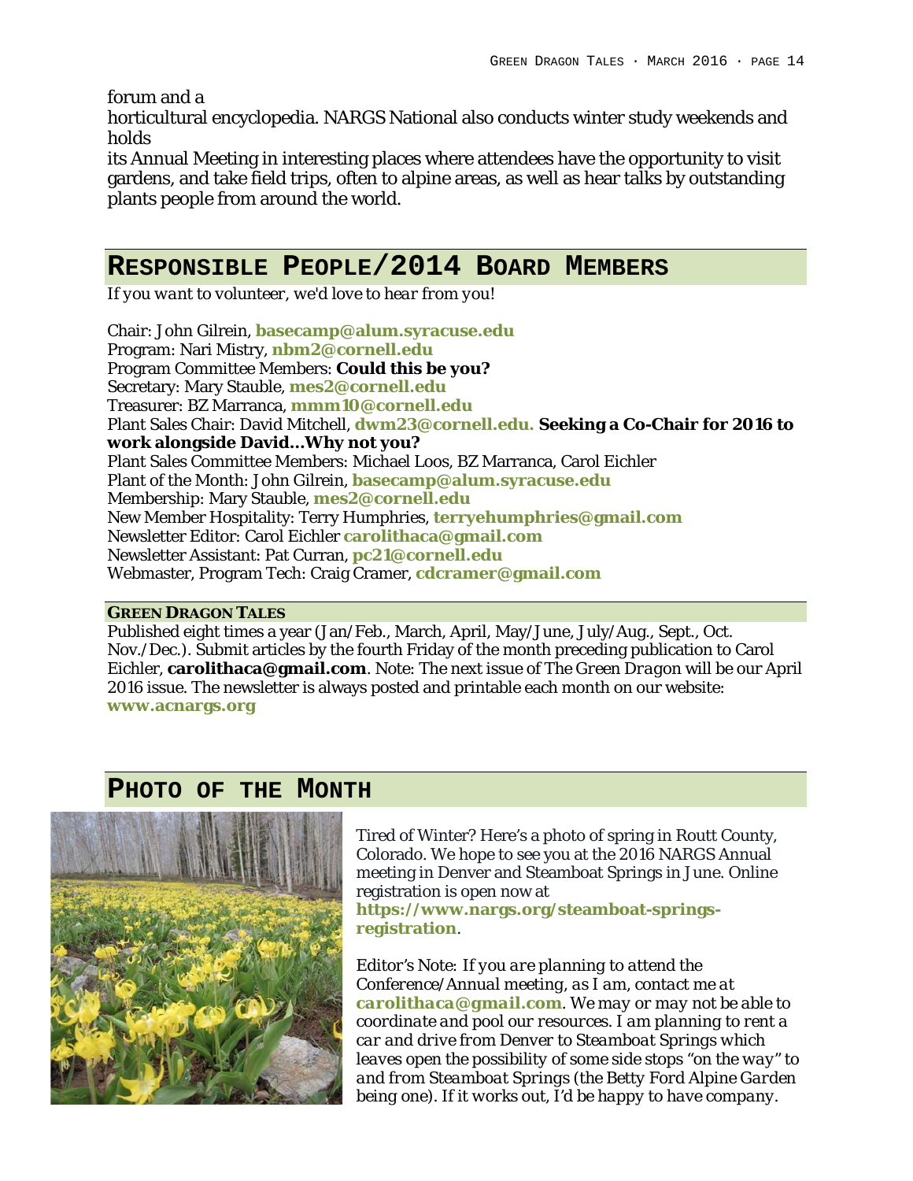forum and a horticultural encyclopedia. NARGS National also conducts winter study weekends and holds its Annual Meeting in interesting places where attendees have the opportunity to visit gardens, and take field trips, often to alpine areas, as well as hear talks by outstanding plants people from around the world.

## RESPONSIBLE PEOPLE/2014 BOARD MEMBERS

*If you want to volunteer, we'd love to hear from you!*

Chair: John Gilrein, **basecamp@alum.syracuse.edu**
Program: Nari Mistry, **nbm2@cornell.edu**
Program Committee Members: **Could this be you?**
Secretary: Mary Stauble, **mes2@cornell.edu**
Treasurer: BZ Marranca, **mmm10@cornell.edu**
Plant Sales Chair: David Mitchell, **dwm23@cornell.edu. Seeking a Co-Chair for 2016 to work alongside David…Why not you?**
Plant Sales Committee Members: Michael Loos, BZ Marranca, Carol Eichler
Plant of the Month: John Gilrein, **basecamp@alum.syracuse.edu**
Membership: Mary Stauble, **mes2@cornell.edu**
New Member Hospitality: Terry Humphries, **terryehumphries@gmail.com**
Newsletter Editor: Carol Eichler **carolithaca@gmail.com**
Newsletter Assistant: Pat Curran, **pc21@cornell.edu**
Webmaster, Program Tech: Craig Cramer, **cdcramer@gmail.com**

### GREEN DRAGON TALES

Published eight times a year (Jan/Feb., March, April, May/June, July/Aug., Sept., Oct. Nov./Dec.). Submit articles by the fourth Friday of the month preceding publication to Carol Eichler, **carolithaca@gmail.com**. Note: The next issue of *The Green Dragon* will be our April 2016 issue. The newsletter is always posted and printable each month on our website: **www.acnargs.org**

## PHOTO OF THE MONTH

Tired of Winter? Here's a photo of spring in Routt County, Colorado. We hope to see you at the 2016 NARGS Annual meeting in Denver and Steamboat Springs in June. Online registration is open now at **https://www.nargs.org/steamboat-springs-registration**.

Editor's Note: *If you are planning to attend the Conference/Annual meeting, as I am, contact me at* **carolithaca@gmail.com**. *We may or may not be able to coordinate and pool our resources. I am planning to rent a car and drive from Denver to Steamboat Springs which leaves open the possibility of some side stops "on the way" to and from Steamboat Springs (the Betty Ford Alpine Garden being one). If it works out, I'd be happy to have company.*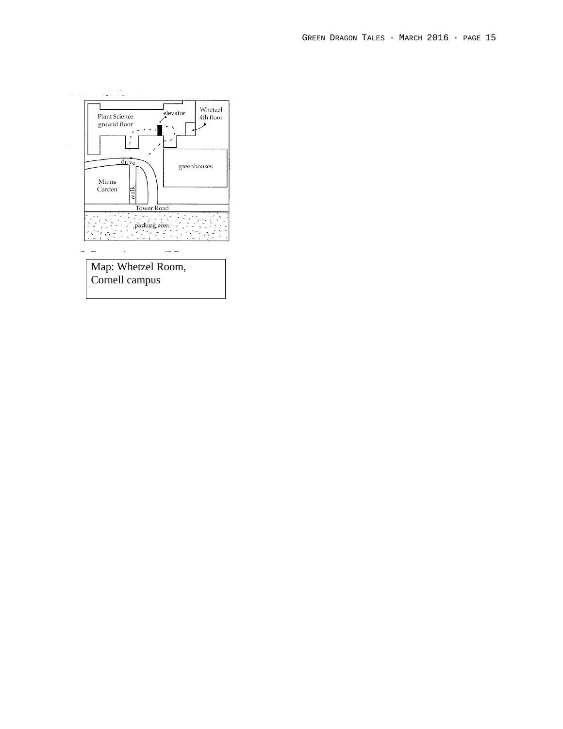Whetzel
4th floor

elevator

Plant Science
ground floor

greenhouses

drive

Minns
Garden

walk

Tower Road

parking area

Map: Whetzel Room,
Cornell campus